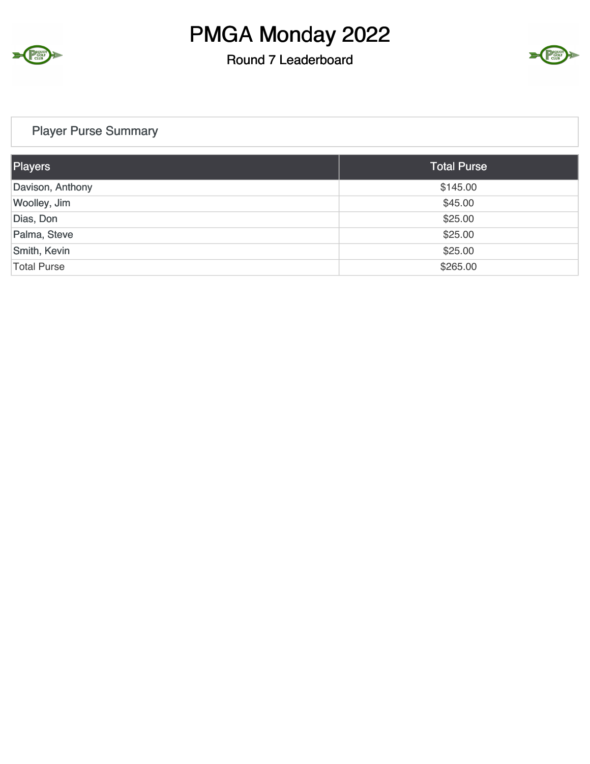# PMGA Monday 2022

## Round 7 Leaderboard

### Player Purse Summary

| Players | Total Purse |
|---|---|
| Davison, Anthony | $145.00 |
| Woolley, Jim | $45.00 |
| Dias, Don | $25.00 |
| Palma, Steve | $25.00 |
| Smith, Kevin | $25.00 |
| Total Purse | $265.00 |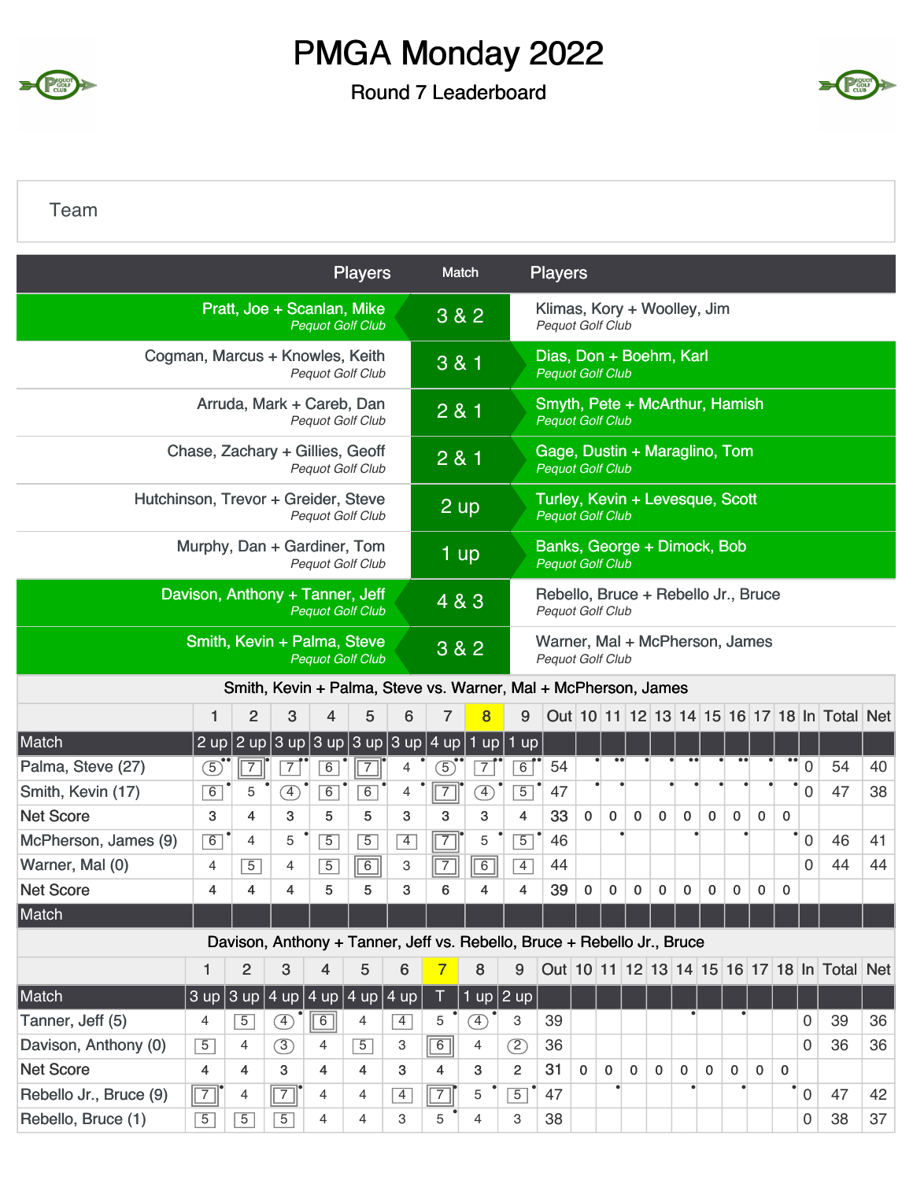# PMGA Monday 2022

## Round 7 Leaderboard

Team

| Players | Match | Players |
|---|---|---|
| Pratt, Joe + Scanlan, Mike *Pequot Golf Club* | 3 & 2 | Klimas, Kory + Woolley, Jim *Pequot Golf Club* |
| Cogman, Marcus + Knowles, Keith *Pequot Golf Club* | 3 & 1 | Dias, Don + Boehm, Karl *Pequot Golf Club* |
| Arruda, Mark + Careb, Dan *Pequot Golf Club* | 2 & 1 | Smyth, Pete + McArthur, Hamish *Pequot Golf Club* |
| Chase, Zachary + Gillies, Geoff *Pequot Golf Club* | 2 & 1 | Gage, Dustin + Maraglino, Tom *Pequot Golf Club* |
| Hutchinson, Trevor + Greider, Steve *Pequot Golf Club* | 2 up | Turley, Kevin + Levesque, Scott *Pequot Golf Club* |
| Murphy, Dan + Gardiner, Tom *Pequot Golf Club* | 1 up | Banks, George + Dimock, Bob *Pequot Golf Club* |
| Davison, Anthony + Tanner, Jeff *Pequot Golf Club* | 4 & 3 | Rebello, Bruce + Rebello Jr., Bruce *Pequot Golf Club* |
| Smith, Kevin + Palma, Steve *Pequot Golf Club* | 3 & 2 | Warner, Mal + McPherson, James *Pequot Golf Club* |

### Smith, Kevin + Palma, Steve vs. Warner, Mal + McPherson, James

| | 1 | 2 | 3 | 4 | 5 | 6 | 7 | 8 | 9 | Out | 10 | 11 | 12 | 13 | 14 | 15 | 16 | 17 | 18 | In | Total | Net |
|---|---|---|---|---|---|---|---|---|---|---|---|---|---|---|---|---|---|---|---|---|---|---|
| Match | 2 up | 2 up | 3 up | 3 up | 3 up | 3 up | 4 up | 1 up | 1 up | | | | | | | | | | | | | |
| Palma, Steve (27) | 5 | 7 | 7 | 6 | 7 | 4 | 5 | 7 | 6 | 54 | | | | | | | | | | 0 | 54 | 40 |
| Smith, Kevin (17) | 6 | 5 | 4 | 6 | 6 | 4 | 7 | 4 | 5 | 47 | | | | | | | | | | 0 | 47 | 38 |
| Net Score | 3 | 4 | 3 | 5 | 5 | 3 | 3 | 3 | 4 | 33 | 0 | 0 | 0 | 0 | 0 | 0 | 0 | 0 | 0 | | | |
| McPherson, James (9) | 6 | 4 | 5 | 5 | 5 | 4 | 7 | 5 | 5 | 46 | | | | | | | | | | 0 | 46 | 41 |
| Warner, Mal (0) | 4 | 5 | 4 | 5 | 6 | 3 | 7 | 6 | 4 | 44 | | | | | | | | | | 0 | 44 | 44 |
| Net Score | 4 | 4 | 4 | 5 | 5 | 3 | 6 | 4 | 4 | 39 | 0 | 0 | 0 | 0 | 0 | 0 | 0 | 0 | 0 | | | |
| Match | | | | | | | | | | | | | | | | | | | | | | |

### Davison, Anthony + Tanner, Jeff vs. Rebello, Bruce + Rebello Jr., Bruce

| | 1 | 2 | 3 | 4 | 5 | 6 | 7 | 8 | 9 | Out | 10 | 11 | 12 | 13 | 14 | 15 | 16 | 17 | 18 | In | Total | Net |
|---|---|---|---|---|---|---|---|---|---|---|---|---|---|---|---|---|---|---|---|---|---|---|
| Match | 3 up | 3 up | 4 up | 4 up | 4 up | 4 up | T | 1 up | 2 up | | | | | | | | | | | | | |
| Tanner, Jeff (5) | 4 | 5 | 4 | 6 | 4 | 4 | 5 | 4 | 3 | 39 | | | | | | | | | | 0 | 39 | 36 |
| Davison, Anthony (0) | 5 | 4 | 3 | 4 | 5 | 3 | 6 | 4 | 2 | 36 | | | | | | | | | | 0 | 36 | 36 |
| Net Score | 4 | 4 | 3 | 4 | 4 | 3 | 4 | 3 | 2 | 31 | 0 | 0 | 0 | 0 | 0 | 0 | 0 | 0 | 0 | | | |
| Rebello Jr., Bruce (9) | 7 | 4 | 7 | 4 | 4 | 4 | 7 | 5 | 5 | 47 | | | | | | | | | | 0 | 47 | 42 |
| Rebello, Bruce (1) | 5 | 5 | 5 | 4 | 4 | 3 | 5 | 4 | 3 | 38 | | | | | | | | | | 0 | 38 | 37 |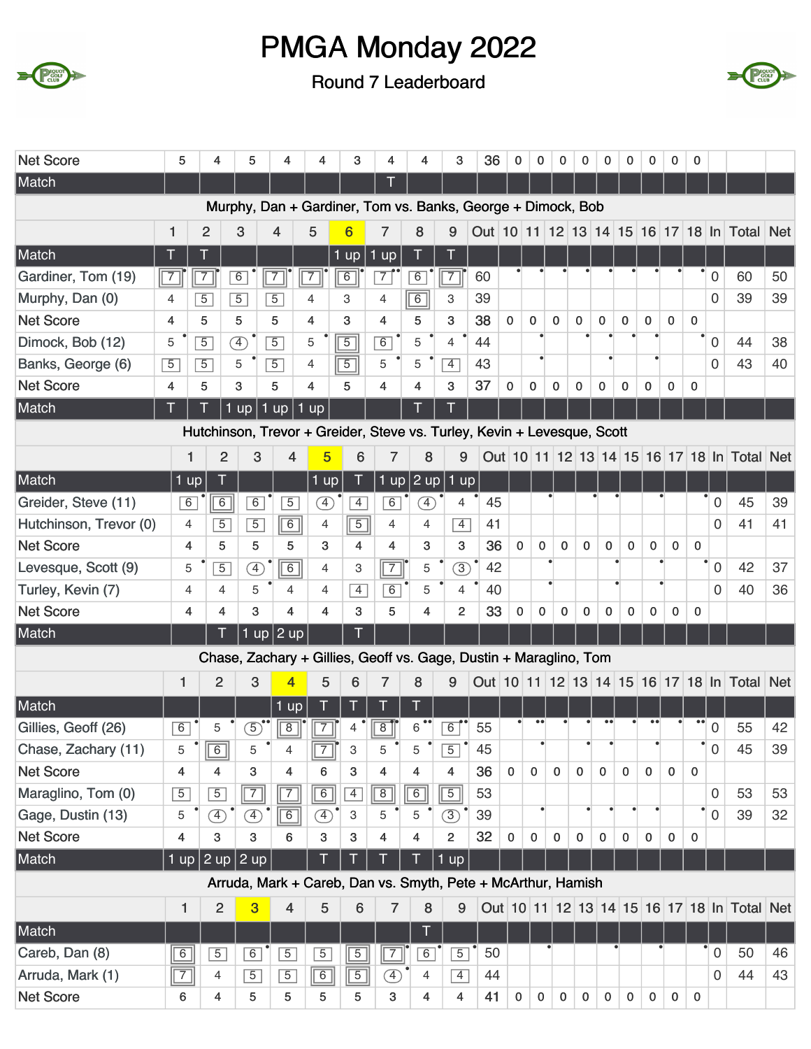# PMGA Monday 2022

Round 7 Leaderboard

| | 1 | 2 | 3 | 4 | 5 | 6 | 7 | 8 | 9 | Out | 10 | 11 | 12 | 13 | 14 | 15 | 16 | 17 | 18 | In | Total | Net |
|---|---|---|---|---|---|---|---|---|---|---|---|---|---|---|---|---|---|---|---|---|---|---|
| Net Score | 5 | 4 | 5 | 4 | 4 | 3 | 4 | 4 | 3 | 36 | 0 | 0 | 0 | 0 | 0 | 0 | 0 | 0 | 0 | | | |
| Match | | | | | | | T | | | | | | | | | | | | | | | |

## Murphy, Dan + Gardiner, Tom vs. Banks, George + Dimock, Bob

| | 1 | 2 | 3 | 4 | 5 | 6 | 7 | 8 | 9 | Out | 10 | 11 | 12 | 13 | 14 | 15 | 16 | 17 | 18 | In | Total | Net |
|---|---|---|---|---|---|---|---|---|---|---|---|---|---|---|---|---|---|---|---|---|---|---|
| Match | T | T | | | | 1 up | 1 up | T | T | | | | | | | | | | | | | |
| Gardiner, Tom (19) | 7 | 7 | 6 | 7 | 7 | 6 | 7 | 6 | 7 | 60 | | | | | | | | | | 0 | 60 | 50 |
| Murphy, Dan (0) | 4 | 5 | 5 | 5 | 4 | 3 | 4 | 6 | 3 | 39 | | | | | | | | | | 0 | 39 | 39 |
| Net Score | 4 | 5 | 5 | 5 | 4 | 3 | 4 | 5 | 3 | 38 | 0 | 0 | 0 | 0 | 0 | 0 | 0 | 0 | 0 | | | |
| Dimock, Bob (12) | 5 | 5 | 4 | 5 | 5 | 5 | 6 | 5 | 4 | 44 | | | | | | | | | | 0 | 44 | 38 |
| Banks, George (6) | 5 | 5 | 5 | 5 | 4 | 5 | 5 | 5 | 4 | 43 | | | | | | | | | | 0 | 43 | 40 |
| Net Score | 4 | 5 | 3 | 5 | 4 | 5 | 4 | 4 | 3 | 37 | 0 | 0 | 0 | 0 | 0 | 0 | 0 | 0 | 0 | | | |
| Match | T | T | 1 up | 1 up | 1 up | | | T | T | | | | | | | | | | | | | |

## Hutchinson, Trevor + Greider, Steve vs. Turley, Kevin + Levesque, Scott

| | 1 | 2 | 3 | 4 | 5 | 6 | 7 | 8 | 9 | Out | 10 | 11 | 12 | 13 | 14 | 15 | 16 | 17 | 18 | In | Total | Net |
|---|---|---|---|---|---|---|---|---|---|---|---|---|---|---|---|---|---|---|---|---|---|---|
| Match | 1 up | T | | | 1 up | T | 1 up | 2 up | 1 up | | | | | | | | | | | | | |
| Greider, Steve (11) | 6 | 6 | 6 | 5 | 4 | 4 | 6 | 4 | 4 | 45 | | | | | | | | | | 0 | 45 | 39 |
| Hutchinson, Trevor (0) | 4 | 5 | 5 | 6 | 4 | 5 | 4 | 4 | 4 | 41 | | | | | | | | | | 0 | 41 | 41 |
| Net Score | 4 | 5 | 5 | 5 | 3 | 4 | 4 | 3 | 3 | 36 | 0 | 0 | 0 | 0 | 0 | 0 | 0 | 0 | 0 | | | |
| Levesque, Scott (9) | 5 | 5 | 4 | 6 | 4 | 3 | 7 | 5 | 3 | 42 | | | | | | | | | | 0 | 42 | 37 |
| Turley, Kevin (7) | 4 | 4 | 5 | 4 | 4 | 4 | 6 | 5 | 4 | 40 | | | | | | | | | | 0 | 40 | 36 |
| Net Score | 4 | 4 | 3 | 4 | 4 | 3 | 5 | 4 | 2 | 33 | 0 | 0 | 0 | 0 | 0 | 0 | 0 | 0 | 0 | | | |
| Match | | T | 1 up | 2 up | | T | | | | | | | | | | | | | | | | |

## Chase, Zachary + Gillies, Geoff vs. Gage, Dustin + Maraglino, Tom

| | 1 | 2 | 3 | 4 | 5 | 6 | 7 | 8 | 9 | Out | 10 | 11 | 12 | 13 | 14 | 15 | 16 | 17 | 18 | In | Total | Net |
|---|---|---|---|---|---|---|---|---|---|---|---|---|---|---|---|---|---|---|---|---|---|---|
| Match | | | | 1 up | T | T | T | T | | | | | | | | | | | | | | |
| Gillies, Geoff (26) | 6 | 5 | 5 | 8 | 7 | 4 | 8 | 6 | 6 | 55 | | | | | | | | | | 0 | 55 | 42 |
| Chase, Zachary (11) | 5 | 6 | 5 | 4 | 7 | 3 | 5 | 5 | 5 | 45 | | | | | | | | | | 0 | 45 | 39 |
| Net Score | 4 | 4 | 3 | 4 | 6 | 3 | 4 | 4 | 4 | 36 | 0 | 0 | 0 | 0 | 0 | 0 | 0 | 0 | 0 | | | |
| Maraglino, Tom (0) | 5 | 5 | 7 | 7 | 6 | 4 | 8 | 6 | 5 | 53 | | | | | | | | | | 0 | 53 | 53 |
| Gage, Dustin (13) | 5 | 4 | 4 | 6 | 4 | 3 | 5 | 5 | 3 | 39 | | | | | | | | | | 0 | 39 | 32 |
| Net Score | 4 | 3 | 3 | 6 | 3 | 3 | 4 | 4 | 2 | 32 | 0 | 0 | 0 | 0 | 0 | 0 | 0 | 0 | 0 | | | |
| Match | 1 up | 2 up | 2 up | | T | T | T | T | 1 up | | | | | | | | | | | | | |

## Arruda, Mark + Careb, Dan vs. Smyth, Pete + McArthur, Hamish

| | 1 | 2 | 3 | 4 | 5 | 6 | 7 | 8 | 9 | Out | 10 | 11 | 12 | 13 | 14 | 15 | 16 | 17 | 18 | In | Total | Net |
|---|---|---|---|---|---|---|---|---|---|---|---|---|---|---|---|---|---|---|---|---|---|---|
| Match | | | | | | | | T | | | | | | | | | | | | | | |
| Careb, Dan (8) | 6 | 5 | 6 | 5 | 5 | 5 | 7 | 6 | 5 | 50 | | | | | | | | | | 0 | 50 | 46 |
| Arruda, Mark (1) | 7 | 4 | 5 | 5 | 6 | 5 | 4 | 4 | 4 | 44 | | | | | | | | | | 0 | 44 | 43 |
| Net Score | 6 | 4 | 5 | 5 | 5 | 5 | 3 | 4 | 4 | 41 | 0 | 0 | 0 | 0 | 0 | 0 | 0 | 0 | 0 | | | |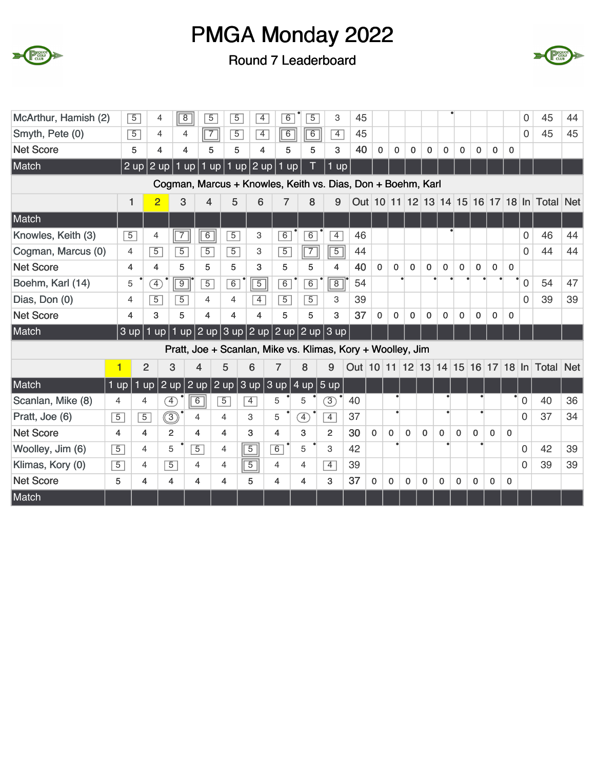# PMGA Monday 2022

Round 7 Leaderboard

| | 1 | 2 | 3 | 4 | 5 | 6 | 7 | 8 | 9 | Out | 10 | 11 | 12 | 13 | 14 | 15 | 16 | 17 | 18 | In | Total | Net |
|---|---|---|---|---|---|---|---|---|---|---|---|---|---|---|---|---|---|---|---|---|---|---|
| McArthur, Hamish (2) | 5 | 4 | 8 | 5 | 5 | 4 | 6 | 5 | 3 | 45 | | | | | | | | | | 0 | 45 | 44 |
| Smyth, Pete (0) | 5 | 4 | 4 | 7 | 5 | 4 | 6 | 6 | 4 | 45 | | | | | | | | | | 0 | 45 | 45 |
| Net Score | 5 | 4 | 4 | 5 | 5 | 4 | 5 | 5 | 3 | 40 | 0 | 0 | 0 | 0 | 0 | 0 | 0 | 0 | 0 | | | |
| Match | 2 up | 2 up | 1 up | 1 up | 1 up | 2 up | 1 up | T | 1 up | | | | | | | | | | | | | |

Cogman, Marcus + Knowles, Keith vs. Dias, Don + Boehm, Karl

| | 1 | 2 | 3 | 4 | 5 | 6 | 7 | 8 | 9 | Out | 10 | 11 | 12 | 13 | 14 | 15 | 16 | 17 | 18 | In | Total | Net |
|---|---|---|---|---|---|---|---|---|---|---|---|---|---|---|---|---|---|---|---|---|---|---|
| Match | | | | | | | | | | | | | | | | | | | | | | |
| Knowles, Keith (3) | 5 | 4 | 7 | 6 | 5 | 3 | 6 | 6 | 4 | 46 | | | | | | | | | | 0 | 46 | 44 |
| Cogman, Marcus (0) | 4 | 5 | 5 | 5 | 5 | 3 | 5 | 7 | 5 | 44 | | | | | | | | | | 0 | 44 | 44 |
| Net Score | 4 | 4 | 5 | 5 | 5 | 3 | 5 | 5 | 4 | 40 | 0 | 0 | 0 | 0 | 0 | 0 | 0 | 0 | 0 | | | |
| Boehm, Karl (14) | 5 | 4 | 9 | 5 | 6 | 5 | 6 | 6 | 8 | 54 | | | | | | | | | | 0 | 54 | 47 |
| Dias, Don (0) | 4 | 5 | 5 | 4 | 4 | 4 | 5 | 5 | 3 | 39 | | | | | | | | | | 0 | 39 | 39 |
| Net Score | 4 | 3 | 5 | 4 | 4 | 4 | 5 | 5 | 3 | 37 | 0 | 0 | 0 | 0 | 0 | 0 | 0 | 0 | 0 | | | |
| Match | 3 up | 1 up | 1 up | 2 up | 3 up | 2 up | 2 up | 2 up | 3 up | | | | | | | | | | | | | |

Pratt, Joe + Scanlan, Mike vs. Klimas, Kory + Woolley, Jim

| | 1 | 2 | 3 | 4 | 5 | 6 | 7 | 8 | 9 | Out | 10 | 11 | 12 | 13 | 14 | 15 | 16 | 17 | 18 | In | Total | Net |
|---|---|---|---|---|---|---|---|---|---|---|---|---|---|---|---|---|---|---|---|---|---|---|
| Match | 1 up | 1 up | 2 up | 2 up | 2 up | 3 up | 3 up | 4 up | 5 up | | | | | | | | | | | | | |
| Scanlan, Mike (8) | 4 | 4 | 4 | 6 | 5 | 4 | 5 | 5 | 3 | 40 | | | | | | | | | | 0 | 40 | 36 |
| Pratt, Joe (6) | 5 | 5 | 3 | 4 | 4 | 3 | 5 | 4 | 4 | 37 | | | | | | | | | | 0 | 37 | 34 |
| Net Score | 4 | 4 | 2 | 4 | 4 | 3 | 4 | 3 | 2 | 30 | 0 | 0 | 0 | 0 | 0 | 0 | 0 | 0 | 0 | | | |
| Woolley, Jim (6) | 5 | 4 | 5 | 5 | 4 | 5 | 6 | 5 | 3 | 42 | | | | | | | | | | 0 | 42 | 39 |
| Klimas, Kory (0) | 5 | 4 | 5 | 4 | 4 | 5 | 4 | 4 | 4 | 39 | | | | | | | | | | 0 | 39 | 39 |
| Net Score | 5 | 4 | 4 | 4 | 4 | 5 | 4 | 4 | 3 | 37 | 0 | 0 | 0 | 0 | 0 | 0 | 0 | 0 | 0 | | | |
| Match | | | | | | | | | | | | | | | | | | | | | | |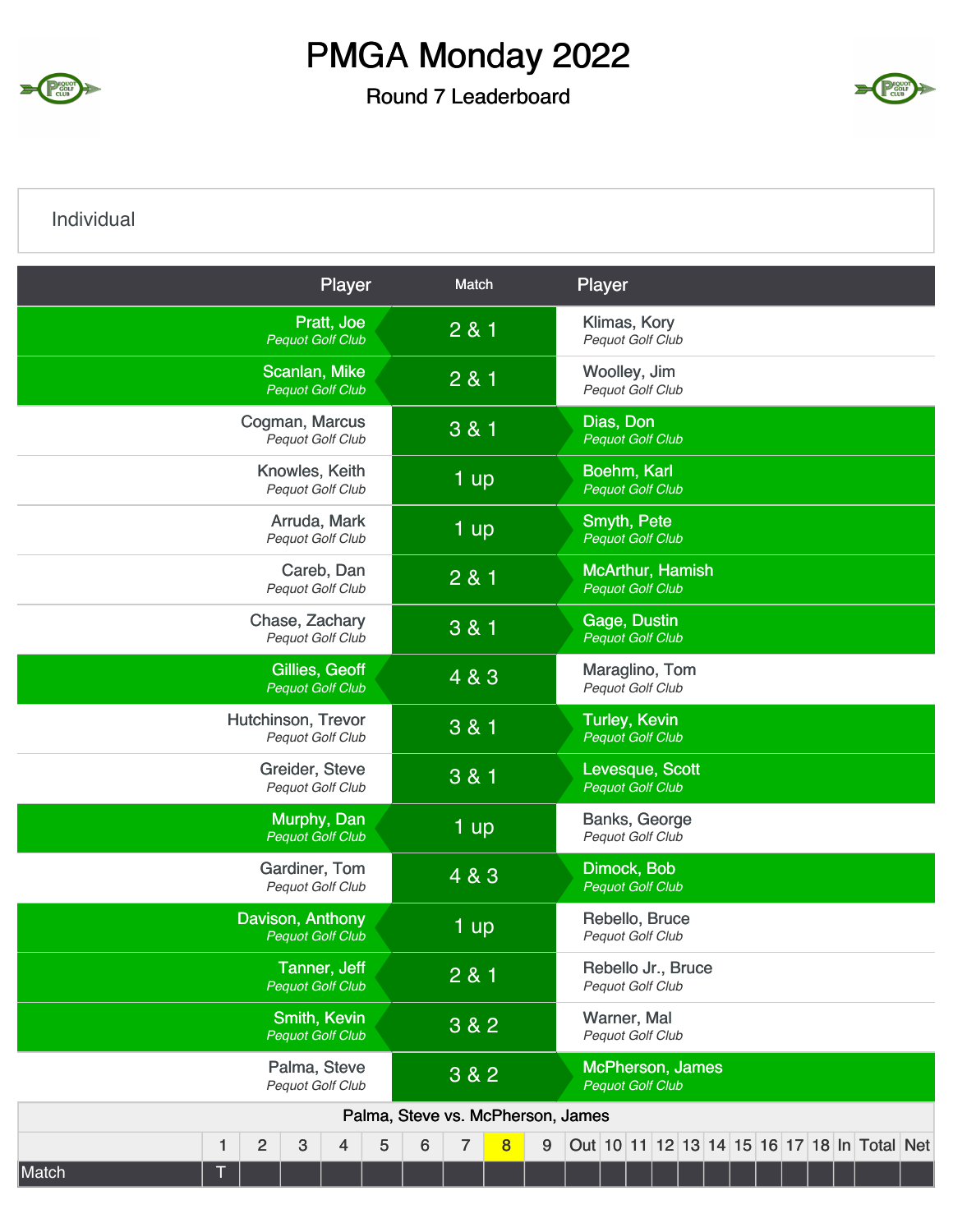# PMGA Monday 2022

## Round 7 Leaderboard

### Individual

| Player | Match | Player |
|---|---|---|
| **Pratt, Joe** *Pequot Golf Club* | 2 & 1 | Klimas, Kory *Pequot Golf Club* |
| **Scanlan, Mike** *Pequot Golf Club* | 2 & 1 | Woolley, Jim *Pequot Golf Club* |
| Cogman, Marcus *Pequot Golf Club* | 3 & 1 | **Dias, Don** *Pequot Golf Club* |
| Knowles, Keith *Pequot Golf Club* | 1 up | **Boehm, Karl** *Pequot Golf Club* |
| Arruda, Mark *Pequot Golf Club* | 1 up | **Smyth, Pete** *Pequot Golf Club* |
| Careb, Dan *Pequot Golf Club* | 2 & 1 | **McArthur, Hamish** *Pequot Golf Club* |
| Chase, Zachary *Pequot Golf Club* | 3 & 1 | **Gage, Dustin** *Pequot Golf Club* |
| **Gillies, Geoff** *Pequot Golf Club* | 4 & 3 | Maraglino, Tom *Pequot Golf Club* |
| Hutchinson, Trevor *Pequot Golf Club* | 3 & 1 | **Turley, Kevin** *Pequot Golf Club* |
| Greider, Steve *Pequot Golf Club* | 3 & 1 | **Levesque, Scott** *Pequot Golf Club* |
| **Murphy, Dan** *Pequot Golf Club* | 1 up | Banks, George *Pequot Golf Club* |
| Gardiner, Tom *Pequot Golf Club* | 4 & 3 | **Dimock, Bob** *Pequot Golf Club* |
| **Davison, Anthony** *Pequot Golf Club* | 1 up | Rebello, Bruce *Pequot Golf Club* |
| **Tanner, Jeff** *Pequot Golf Club* | 2 & 1 | Rebello Jr., Bruce *Pequot Golf Club* |
| **Smith, Kevin** *Pequot Golf Club* | 3 & 2 | Warner, Mal *Pequot Golf Club* |
| Palma, Steve *Pequot Golf Club* | 3 & 2 | **McPherson, James** *Pequot Golf Club* |

**Palma, Steve vs. McPherson, James**

| | 1 | 2 | 3 | 4 | 5 | 6 | 7 | 8 | 9 | Out | 10 | 11 | 12 | 13 | 14 | 15 | 16 | 17 | 18 | In | Total | Net |
|---|---|---|---|---|---|---|---|---|---|---|---|---|---|---|---|---|---|---|---|---|---|---|
| Match | T | | | | | | | | | | | | | | | | | | | | | |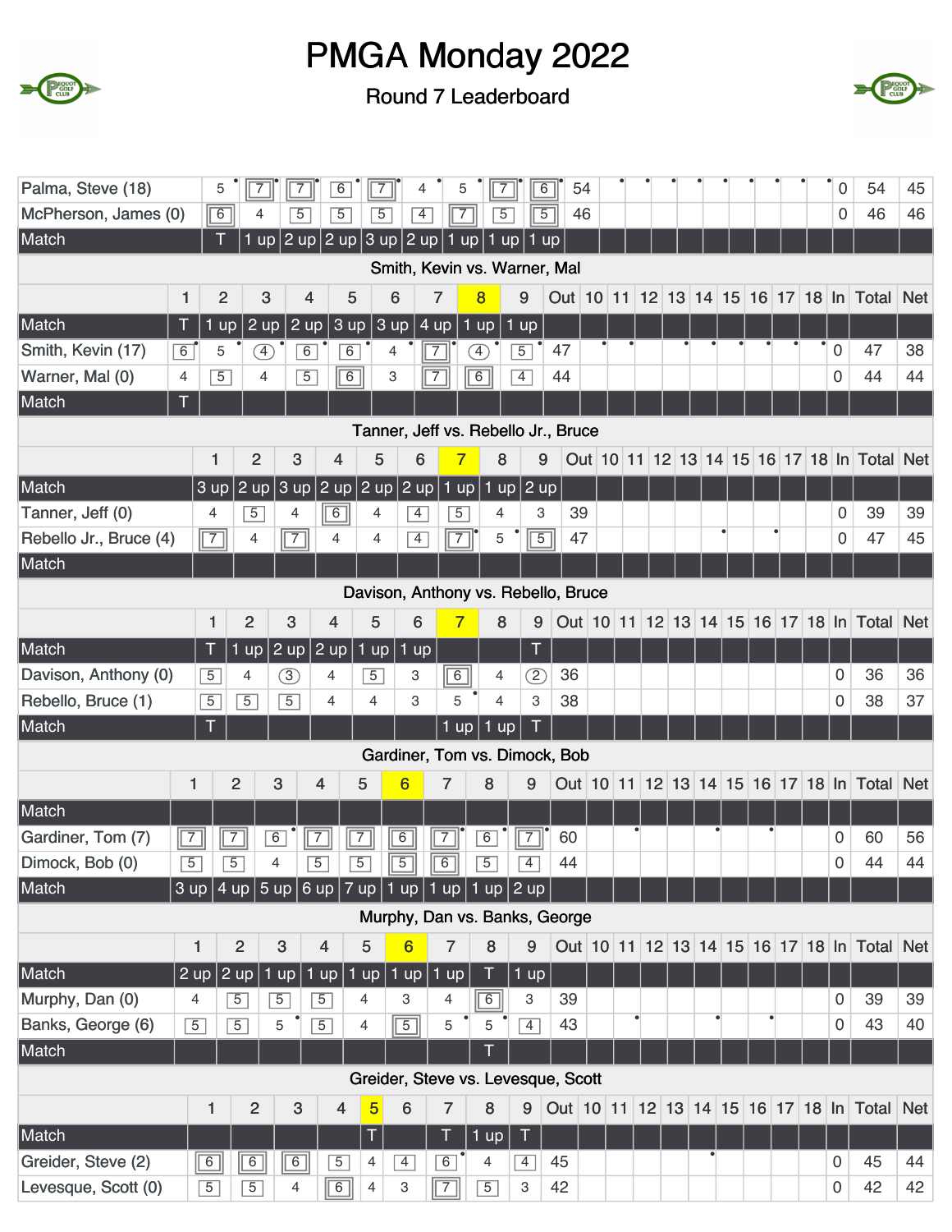# PMGA Monday 2022

Round 7 Leaderboard

| | 1 | 2 | 3 | 4 | 5 | 6 | 7 | 8 | 9 | Out | 10 | 11 | 12 | 13 | 14 | 15 | 16 | 17 | 18 | In | Total | Net |
|---|---|---|---|---|---|---|---|---|---|---|---|---|---|---|---|---|---|---|---|---|---|---|
| Palma, Steve (18) | 5 | 7 | 7 | 6 | 7 | 4 | 5 | 7 | 6 | 54 | | | | | | | | | | 0 | 54 | 45 |
| McPherson, James (0) | 6 | 4 | 5 | 5 | 5 | 4 | 7 | 5 | 5 | 46 | | | | | | | | | | 0 | 46 | 46 |
| Match | T | 1 up | 2 up | 2 up | 3 up | 2 up | 1 up | 1 up | 1 up | | | | | | | | | | | | | |

## Smith, Kevin vs. Warner, Mal

| | 1 | 2 | 3 | 4 | 5 | 6 | 7 | 8 | 9 | Out | 10 | 11 | 12 | 13 | 14 | 15 | 16 | 17 | 18 | In | Total | Net |
|---|---|---|---|---|---|---|---|---|---|---|---|---|---|---|---|---|---|---|---|---|---|---|
| Match | T | 1 up | 2 up | 2 up | 3 up | 3 up | 4 up | 1 up | 1 up | | | | | | | | | | | | | |
| Smith, Kevin (17) | 6 | 5 | 4 | 6 | 6 | 4 | 7 | 4 | 5 | 47 | | | | | | | | | | 0 | 47 | 38 |
| Warner, Mal (0) | 4 | 5 | 4 | 5 | 6 | 3 | 7 | 6 | 4 | 44 | | | | | | | | | | 0 | 44 | 44 |
| Match | T | | | | | | | | | | | | | | | | | | | | | |

## Tanner, Jeff vs. Rebello Jr., Bruce

| | 1 | 2 | 3 | 4 | 5 | 6 | 7 | 8 | 9 | Out | 10 | 11 | 12 | 13 | 14 | 15 | 16 | 17 | 18 | In | Total | Net |
|---|---|---|---|---|---|---|---|---|---|---|---|---|---|---|---|---|---|---|---|---|---|---|
| Match | 3 up | 2 up | 3 up | 2 up | 2 up | 2 up | 1 up | 1 up | 2 up | | | | | | | | | | | | | |
| Tanner, Jeff (0) | 4 | 5 | 4 | 6 | 4 | 4 | 5 | 4 | 3 | 39 | | | | | | | | | | 0 | 39 | 39 |
| Rebello Jr., Bruce (4) | 7 | 4 | 7 | 4 | 4 | 4 | 7 | 5 | 5 | 47 | | | | | | | | | | 0 | 47 | 45 |
| Match | | | | | | | | | | | | | | | | | | | | | | |

## Davison, Anthony vs. Rebello, Bruce

| | 1 | 2 | 3 | 4 | 5 | 6 | 7 | 8 | 9 | Out | 10 | 11 | 12 | 13 | 14 | 15 | 16 | 17 | 18 | In | Total | Net |
|---|---|---|---|---|---|---|---|---|---|---|---|---|---|---|---|---|---|---|---|---|---|---|
| Match | T | 1 up | 2 up | 2 up | 1 up | 1 up | | | T | | | | | | | | | | | | | |
| Davison, Anthony (0) | 5 | 4 | 3 | 4 | 5 | 3 | 6 | 4 | 2 | 36 | | | | | | | | | | 0 | 36 | 36 |
| Rebello, Bruce (1) | 5 | 5 | 5 | 4 | 4 | 3 | 5 | 4 | 3 | 38 | | | | | | | | | | 0 | 38 | 37 |
| Match | T | | | | | | 1 up | 1 up | T | | | | | | | | | | | | | |

## Gardiner, Tom vs. Dimock, Bob

| | 1 | 2 | 3 | 4 | 5 | 6 | 7 | 8 | 9 | Out | 10 | 11 | 12 | 13 | 14 | 15 | 16 | 17 | 18 | In | Total | Net |
|---|---|---|---|---|---|---|---|---|---|---|---|---|---|---|---|---|---|---|---|---|---|---|
| Match | | | | | | | | | | | | | | | | | | | | | | |
| Gardiner, Tom (7) | 7 | 7 | 6 | 7 | 7 | 6 | 7 | 6 | 7 | 60 | | | | | | | | | | 0 | 60 | 56 |
| Dimock, Bob (0) | 5 | 5 | 4 | 5 | 5 | 5 | 6 | 5 | 4 | 44 | | | | | | | | | | 0 | 44 | 44 |
| Match | 3 up | 4 up | 5 up | 6 up | 7 up | 1 up | 1 up | 1 up | 2 up | | | | | | | | | | | | | |

## Murphy, Dan vs. Banks, George

| | 1 | 2 | 3 | 4 | 5 | 6 | 7 | 8 | 9 | Out | 10 | 11 | 12 | 13 | 14 | 15 | 16 | 17 | 18 | In | Total | Net |
|---|---|---|---|---|---|---|---|---|---|---|---|---|---|---|---|---|---|---|---|---|---|---|
| Match | 2 up | 2 up | 1 up | 1 up | 1 up | 1 up | 1 up | T | 1 up | | | | | | | | | | | | | |
| Murphy, Dan (0) | 4 | 5 | 5 | 5 | 4 | 3 | 4 | 6 | 3 | 39 | | | | | | | | | | 0 | 39 | 39 |
| Banks, George (6) | 5 | 5 | 5 | 5 | 4 | 5 | 5 | 5 | 4 | 43 | | | | | | | | | | 0 | 43 | 40 |
| Match | | | | | | | | T | | | | | | | | | | | | | | |

## Greider, Steve vs. Levesque, Scott

| | 1 | 2 | 3 | 4 | 5 | 6 | 7 | 8 | 9 | Out | 10 | 11 | 12 | 13 | 14 | 15 | 16 | 17 | 18 | In | Total | Net |
|---|---|---|---|---|---|---|---|---|---|---|---|---|---|---|---|---|---|---|---|---|---|---|
| Match | | | | | T | | T | 1 up | T | | | | | | | | | | | | | |
| Greider, Steve (2) | 6 | 6 | 6 | 5 | 4 | 4 | 6 | 4 | 4 | 45 | | | | | | | | | | 0 | 45 | 44 |
| Levesque, Scott (0) | 5 | 5 | 4 | 6 | 4 | 3 | 7 | 5 | 3 | 42 | | | | | | | | | | 0 | 42 | 42 |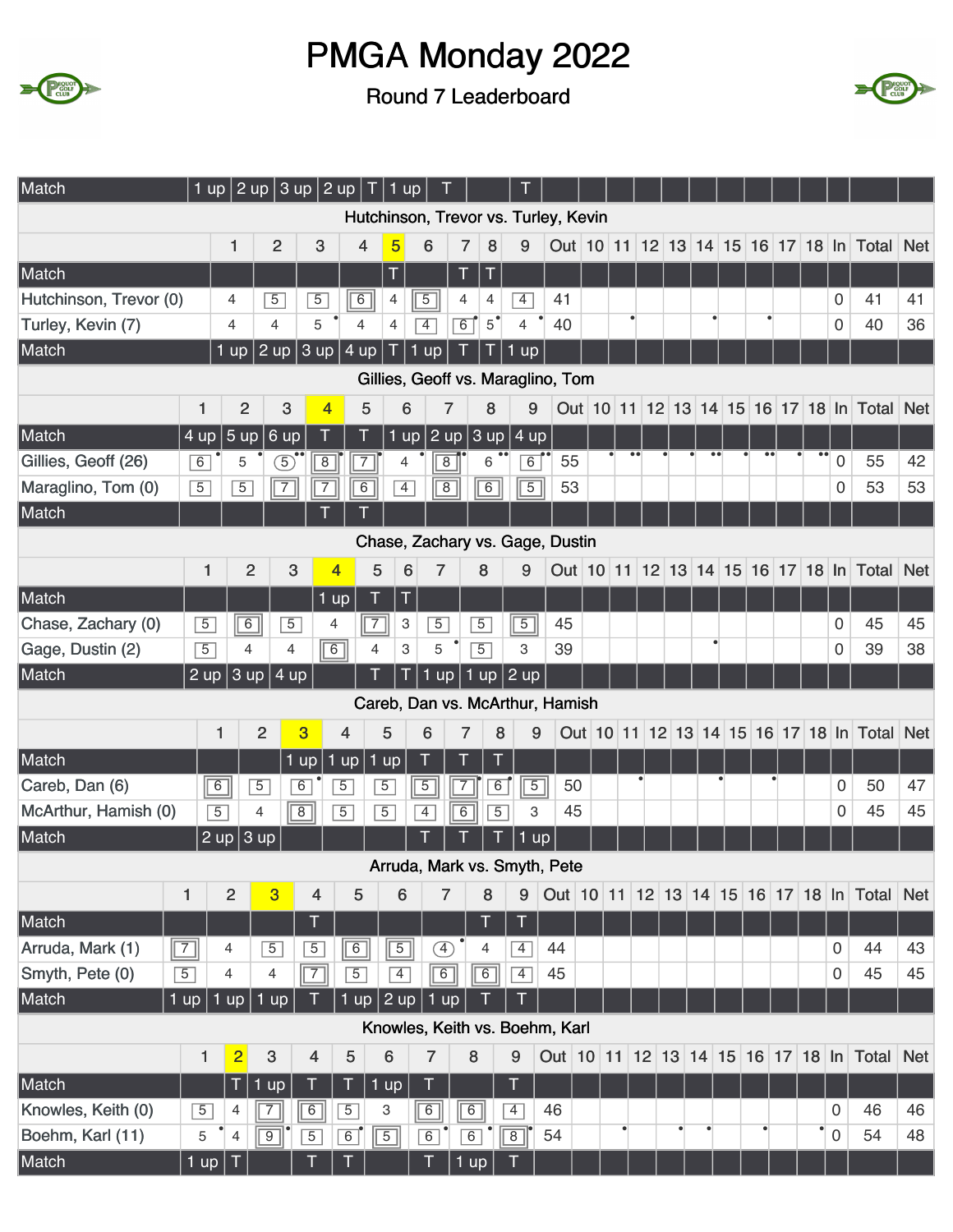# PMGA Monday 2022

## Round 7 Leaderboard

| Match | 1 up | 2 up | 3 up | 2 up | T | 1 up | T | | T | | | | | | | | | | | | | |
|---|---|---|---|---|---|---|---|---|---|---|---|---|---|---|---|---|---|---|---|---|---|---|

### Hutchinson, Trevor vs. Turley, Kevin

| | 1 | 2 | 3 | 4 | 5 | 6 | 7 | 8 | 9 | Out | 10 | 11 | 12 | 13 | 14 | 15 | 16 | 17 | 18 | In | Total | Net |
|---|---|---|---|---|---|---|---|---|---|---|---|---|---|---|---|---|---|---|---|---|---|---|
| Match | | | | | T | | T | T | | | | | | | | | | | | | | |
| Hutchinson, Trevor (0) | 4 | 5 | 5 | 6 | 4 | 5 | 4 | 4 | 4 | 41 | | | | | | | | | | 0 | 41 | 41 |
| Turley, Kevin (7) | 4 | 4 | 5 | 4 | 4 | 4 | 6 | 5 | 4 | 40 | | | | | | | | | | 0 | 40 | 36 |
| Match | 1 up | 2 up | 3 up | 4 up | T | 1 up | T | T | 1 up | | | | | | | | | | | | | |

### Gillies, Geoff vs. Maraglino, Tom

| | 1 | 2 | 3 | 4 | 5 | 6 | 7 | 8 | 9 | Out | 10 | 11 | 12 | 13 | 14 | 15 | 16 | 17 | 18 | In | Total | Net |
|---|---|---|---|---|---|---|---|---|---|---|---|---|---|---|---|---|---|---|---|---|---|---|
| Match | 4 up | 5 up | 6 up | T | T | 1 up | 2 up | 3 up | 4 up | | | | | | | | | | | | | |
| Gillies, Geoff (26) | 6 | 5 | 5 | 8 | 7 | 4 | 8 | 6 | 6 | 55 | | | | | | | | | | 0 | 55 | 42 |
| Maraglino, Tom (0) | 5 | 5 | 7 | 7 | 6 | 4 | 8 | 6 | 5 | 53 | | | | | | | | | | 0 | 53 | 53 |
| Match | | | | T | T | | | | | | | | | | | | | | | | | |

### Chase, Zachary vs. Gage, Dustin

| | 1 | 2 | 3 | 4 | 5 | 6 | 7 | 8 | 9 | Out | 10 | 11 | 12 | 13 | 14 | 15 | 16 | 17 | 18 | In | Total | Net |
|---|---|---|---|---|---|---|---|---|---|---|---|---|---|---|---|---|---|---|---|---|---|---|
| Match | | | | 1 up | T | T | | | | | | | | | | | | | | | | |
| Chase, Zachary (0) | 5 | 6 | 5 | 4 | 7 | 3 | 5 | 5 | 5 | 45 | | | | | | | | | | 0 | 45 | 45 |
| Gage, Dustin (2) | 5 | 4 | 4 | 6 | 4 | 3 | 5 | 5 | 3 | 39 | | | | | | | | | | 0 | 39 | 38 |
| Match | 2 up | 3 up | 4 up | | T | T | 1 up | 1 up | 2 up | | | | | | | | | | | | | |

### Careb, Dan vs. McArthur, Hamish

| | 1 | 2 | 3 | 4 | 5 | 6 | 7 | 8 | 9 | Out | 10 | 11 | 12 | 13 | 14 | 15 | 16 | 17 | 18 | In | Total | Net |
|---|---|---|---|---|---|---|---|---|---|---|---|---|---|---|---|---|---|---|---|---|---|---|
| Match | | | 1 up | 1 up | 1 up | T | T | T | | | | | | | | | | | | | | |
| Careb, Dan (6) | 6 | 5 | 6 | 5 | 5 | 5 | 7 | 6 | 5 | 50 | | | | | | | | | | 0 | 50 | 47 |
| McArthur, Hamish (0) | 5 | 4 | 8 | 5 | 5 | 4 | 6 | 5 | 3 | 45 | | | | | | | | | | 0 | 45 | 45 |
| Match | 2 up | 3 up | | | | T | T | T | 1 up | | | | | | | | | | | | | |

### Arruda, Mark vs. Smyth, Pete

| | 1 | 2 | 3 | 4 | 5 | 6 | 7 | 8 | 9 | Out | 10 | 11 | 12 | 13 | 14 | 15 | 16 | 17 | 18 | In | Total | Net |
|---|---|---|---|---|---|---|---|---|---|---|---|---|---|---|---|---|---|---|---|---|---|---|
| Match | | | | T | | | | T | T | | | | | | | | | | | | | |
| Arruda, Mark (1) | 7 | 4 | 5 | 5 | 6 | 5 | 4 | 4 | 4 | 44 | | | | | | | | | | 0 | 44 | 43 |
| Smyth, Pete (0) | 5 | 4 | 4 | 7 | 5 | 4 | 6 | 6 | 4 | 45 | | | | | | | | | | 0 | 45 | 45 |
| Match | 1 up | 1 up | 1 up | T | 1 up | 2 up | 1 up | T | T | | | | | | | | | | | | | |

### Knowles, Keith vs. Boehm, Karl

| | 1 | 2 | 3 | 4 | 5 | 6 | 7 | 8 | 9 | Out | 10 | 11 | 12 | 13 | 14 | 15 | 16 | 17 | 18 | In | Total | Net |
|---|---|---|---|---|---|---|---|---|---|---|---|---|---|---|---|---|---|---|---|---|---|---|
| Match | | T | 1 up | T | T | 1 up | T | | T | | | | | | | | | | | | | |
| Knowles, Keith (0) | 5 | 4 | 7 | 6 | 5 | 3 | 6 | 6 | 4 | 46 | | | | | | | | | | 0 | 46 | 46 |
| Boehm, Karl (11) | 5 | 4 | 9 | 5 | 6 | 5 | 6 | 6 | 8 | 54 | | | | | | | | | | 0 | 54 | 48 |
| Match | 1 up | T | | T | T | | T | 1 up | T | | | | | | | | | | | | | |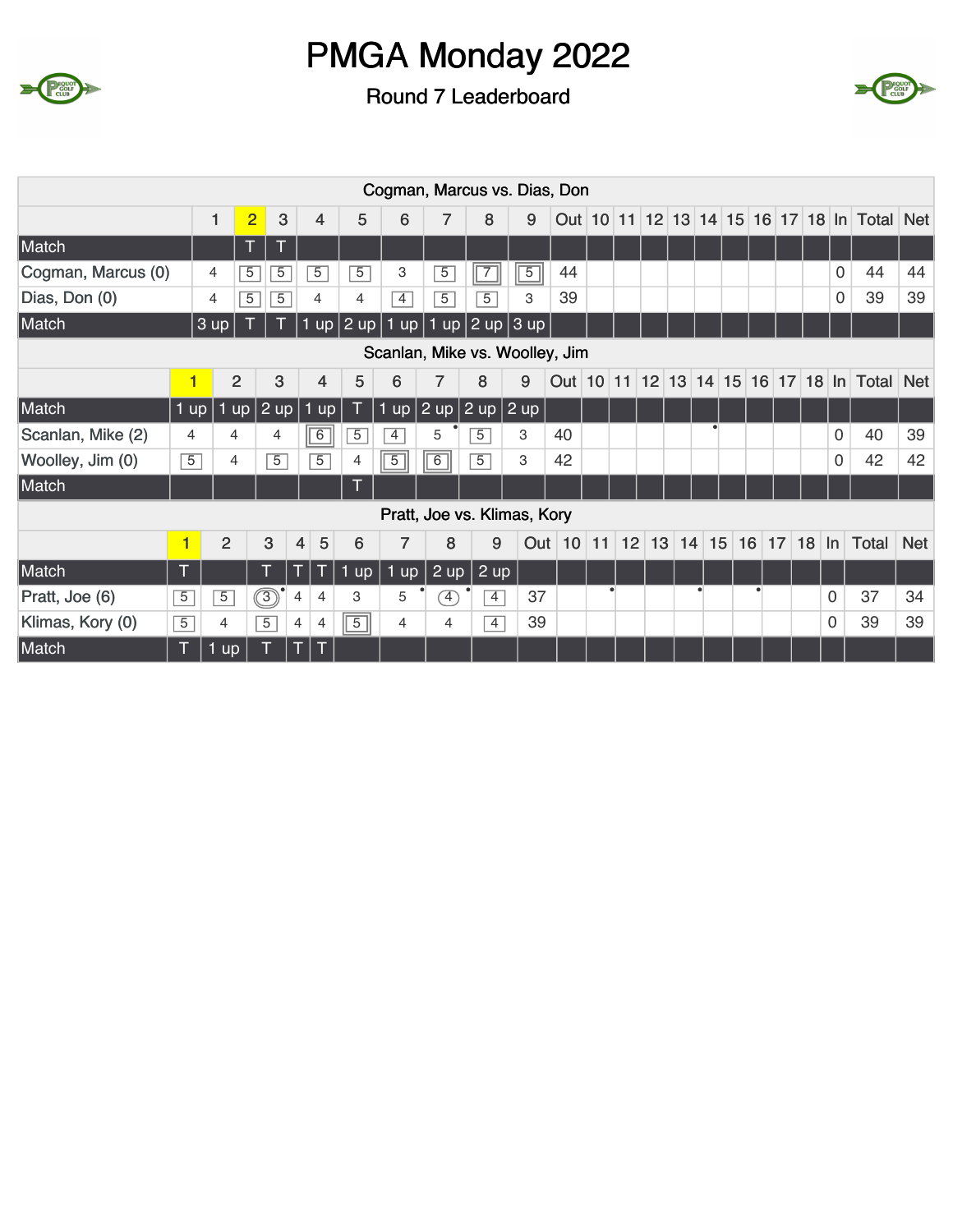# PMGA Monday 2022

Round 7 Leaderboard

| Cogman, Marcus vs. Dias, Don | | | | | | | | | | | | | | | | | | | | | | |
|---|---|---|---|---|---|---|---|---|---|---|---|---|---|---|---|---|---|---|---|---|---|---|
| | 1 | 2 | 3 | 4 | 5 | 6 | 7 | 8 | 9 | Out | 10 | 11 | 12 | 13 | 14 | 15 | 16 | 17 | 18 | In | Total | Net |
| Match | | T | T | | | | | | | | | | | | | | | | | | | |
| Cogman, Marcus (0) | 4 | 5 | 5 | 5 | 5 | 3 | 5 | 7 | 5 | 44 | | | | | | | | | | 0 | 44 | 44 |
| Dias, Don (0) | 4 | 5 | 5 | 4 | 4 | 4 | 5 | 5 | 3 | 39 | | | | | | | | | | 0 | 39 | 39 |
| Match | 3 up | T | T | 1 up | 2 up | 1 up | 1 up | 2 up | 3 up | | | | | | | | | | | | | |

| Scanlan, Mike vs. Woolley, Jim | | | | | | | | | | | | | | | | | | | | | | |
|---|---|---|---|---|---|---|---|---|---|---|---|---|---|---|---|---|---|---|---|---|---|---|
| | 1 | 2 | 3 | 4 | 5 | 6 | 7 | 8 | 9 | Out | 10 | 11 | 12 | 13 | 14 | 15 | 16 | 17 | 18 | In | Total | Net |
| Match | 1 up | 1 up | 2 up | 1 up | T | 1 up | 2 up | 2 up | 2 up | | | | | | | | | | | | | |
| Scanlan, Mike (2) | 4 | 4 | 4 | 6 | 5 | 4 | 5 | 5 | 3 | 40 | | | | | | | | | | 0 | 40 | 39 |
| Woolley, Jim (0) | 5 | 4 | 5 | 5 | 4 | 5 | 6 | 5 | 3 | 42 | | | | | | | | | | 0 | 42 | 42 |
| Match | | | | | T | | | | | | | | | | | | | | | | | |

| Pratt, Joe vs. Klimas, Kory | | | | | | | | | | | | | | | | | | | | | | |
|---|---|---|---|---|---|---|---|---|---|---|---|---|---|---|---|---|---|---|---|---|---|---|
| | 1 | 2 | 3 | 4 | 5 | 6 | 7 | 8 | 9 | Out | 10 | 11 | 12 | 13 | 14 | 15 | 16 | 17 | 18 | In | Total | Net |
| Match | T | | T | T | T | 1 up | 1 up | 2 up | 2 up | | | | | | | | | | | | | |
| Pratt, Joe (6) | 5 | 5 | 3 | 4 | 4 | 3 | 5 | 4 | 4 | 37 | | | | | | | | | | 0 | 37 | 34 |
| Klimas, Kory (0) | 5 | 4 | 5 | 4 | 4 | 5 | 4 | 4 | 4 | 39 | | | | | | | | | | 0 | 39 | 39 |
| Match | T | 1 up | T | T | T | | | | | | | | | | | | | | | | | |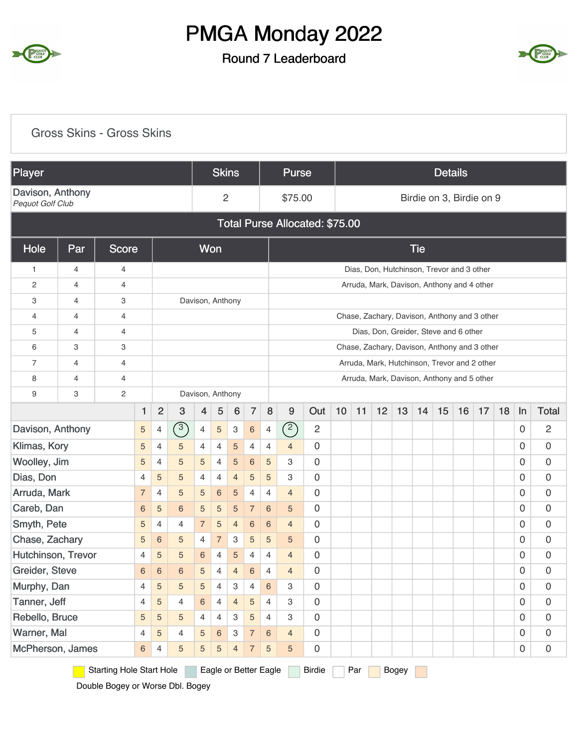# PMGA Monday 2022

## Round 7 Leaderboard

### Gross Skins - Gross Skins

| Player | Skins | Purse | Details |
|---|---|---|---|
| Davison, Anthony *Pequot Golf Club* | 2 | $75.00 | Birdie on 3, Birdie on 9 |

**Total Purse Allocated: $75.00**

| Hole | Par | Score | Won | Tie |
|---|---|---|---|---|
| 1 | 4 | 4 | | Dias, Don, Hutchinson, Trevor and 3 other |
| 2 | 4 | 4 | | Arruda, Mark, Davison, Anthony and 4 other |
| 3 | 4 | 3 | Davison, Anthony | |
| 4 | 4 | 4 | | Chase, Zachary, Davison, Anthony and 3 other |
| 5 | 4 | 4 | | Dias, Don, Greider, Steve and 6 other |
| 6 | 3 | 3 | | Chase, Zachary, Davison, Anthony and 3 other |
| 7 | 4 | 4 | | Arruda, Mark, Hutchinson, Trevor and 2 other |
| 8 | 4 | 4 | | Arruda, Mark, Davison, Anthony and 5 other |
| 9 | 3 | 2 | Davison, Anthony | |

| | 1 | 2 | 3 | 4 | 5 | 6 | 7 | 8 | 9 | Out | 10 | 11 | 12 | 13 | 14 | 15 | 16 | 17 | 18 | In | Total |
|---|---|---|---|---|---|---|---|---|---|---|---|---|---|---|---|---|---|---|---|---|---|
| Davison, Anthony | 5 | 4 | 3 | 4 | 5 | 3 | 6 | 4 | 2 | 2 | | | | | | | | | | 0 | 2 |
| Klimas, Kory | 5 | 4 | 5 | 4 | 4 | 5 | 4 | 4 | 4 | 0 | | | | | | | | | | 0 | 0 |
| Woolley, Jim | 5 | 4 | 5 | 5 | 4 | 5 | 6 | 5 | 3 | 0 | | | | | | | | | | 0 | 0 |
| Dias, Don | 4 | 5 | 5 | 4 | 4 | 4 | 5 | 5 | 3 | 0 | | | | | | | | | | 0 | 0 |
| Arruda, Mark | 7 | 4 | 5 | 5 | 6 | 5 | 4 | 4 | 4 | 0 | | | | | | | | | | 0 | 0 |
| Careb, Dan | 6 | 5 | 6 | 5 | 5 | 5 | 7 | 6 | 5 | 0 | | | | | | | | | | 0 | 0 |
| Smyth, Pete | 5 | 4 | 4 | 7 | 5 | 4 | 6 | 6 | 4 | 0 | | | | | | | | | | 0 | 0 |
| Chase, Zachary | 5 | 6 | 5 | 4 | 7 | 3 | 5 | 5 | 5 | 0 | | | | | | | | | | 0 | 0 |
| Hutchinson, Trevor | 4 | 5 | 5 | 6 | 4 | 5 | 4 | 4 | 4 | 0 | | | | | | | | | | 0 | 0 |
| Greider, Steve | 6 | 6 | 6 | 5 | 4 | 4 | 6 | 4 | 4 | 0 | | | | | | | | | | 0 | 0 |
| Murphy, Dan | 4 | 5 | 5 | 5 | 4 | 3 | 4 | 6 | 3 | 0 | | | | | | | | | | 0 | 0 |
| Tanner, Jeff | 4 | 5 | 4 | 6 | 4 | 4 | 5 | 4 | 3 | 0 | | | | | | | | | | 0 | 0 |
| Rebello, Bruce | 5 | 5 | 5 | 4 | 4 | 3 | 5 | 4 | 3 | 0 | | | | | | | | | | 0 | 0 |
| Warner, Mal | 4 | 5 | 4 | 5 | 6 | 3 | 7 | 6 | 4 | 0 | | | | | | | | | | 0 | 0 |
| McPherson, James | 6 | 4 | 5 | 5 | 5 | 4 | 7 | 5 | 5 | 0 | | | | | | | | | | 0 | 0 |

Starting Hole Start Hole | Eagle or Better Eagle | Birdie | Par | Bogey | Double Bogey or Worse Dbl. Bogey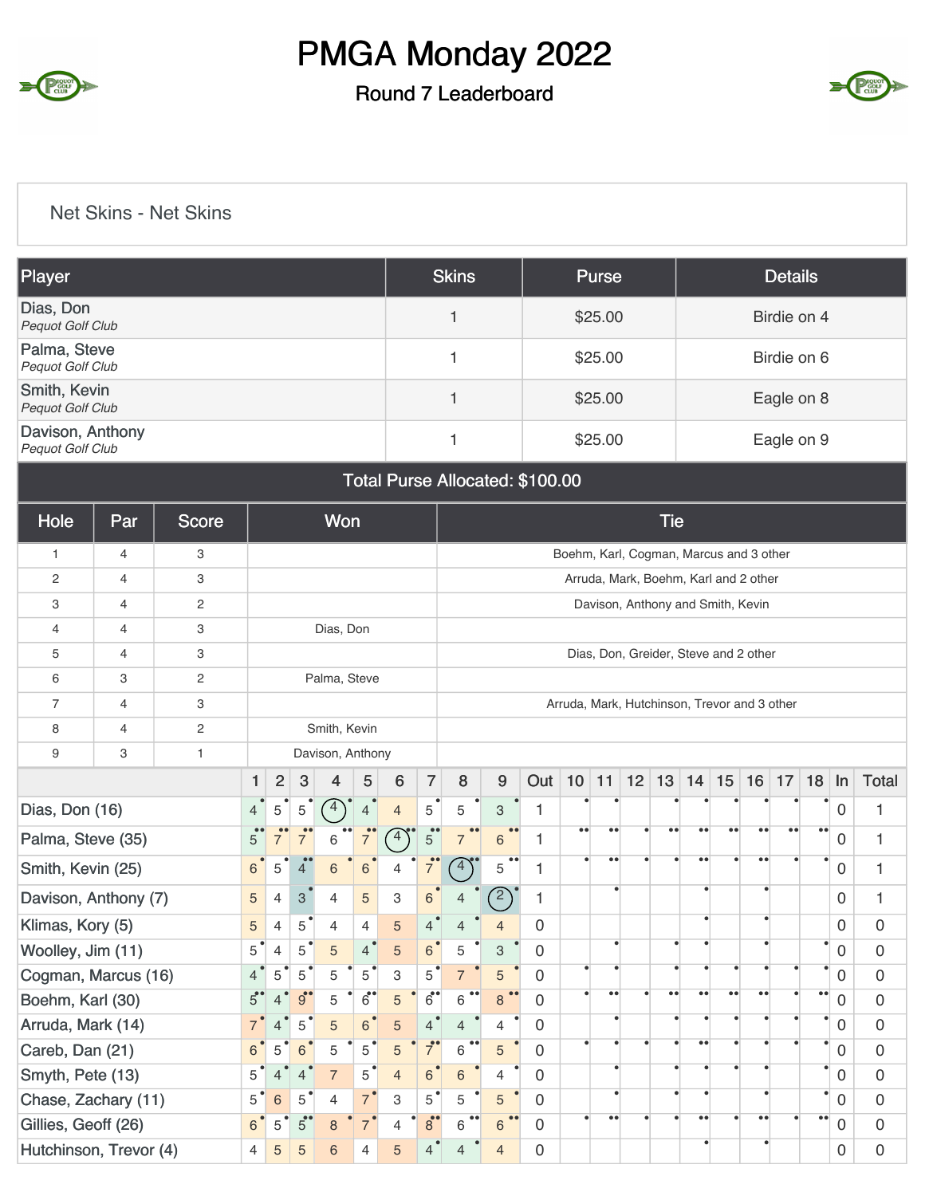# PMGA Monday 2022

## Round 7 Leaderboard

### Net Skins - Net Skins

| Player | Skins | Purse | Details |
|---|---|---|---|
| Dias, Don<br>*Pequot Golf Club* | 1 | $25.00 | Birdie on 4 |
| Palma, Steve<br>*Pequot Golf Club* | 1 | $25.00 | Birdie on 6 |
| Smith, Kevin<br>*Pequot Golf Club* | 1 | $25.00 | Eagle on 8 |
| Davison, Anthony<br>*Pequot Golf Club* | 1 | $25.00 | Eagle on 9 |

**Total Purse Allocated: $100.00**

| Hole | Par | Score | Won | Tie |
|---|---|---|---|---|
| 1 | 4 | 3 | | Boehm, Karl, Cogman, Marcus and 3 other |
| 2 | 4 | 3 | | Arruda, Mark, Boehm, Karl and 2 other |
| 3 | 4 | 2 | | Davison, Anthony and Smith, Kevin |
| 4 | 4 | 3 | Dias, Don | |
| 5 | 4 | 3 | | Dias, Don, Greider, Steve and 2 other |
| 6 | 3 | 2 | Palma, Steve | |
| 7 | 4 | 3 | | Arruda, Mark, Hutchinson, Trevor and 3 other |
| 8 | 4 | 2 | Smith, Kevin | |
| 9 | 3 | 1 | Davison, Anthony | |

| | 1 | 2 | 3 | 4 | 5 | 6 | 7 | 8 | 9 | Out | 10 | 11 | 12 | 13 | 14 | 15 | 16 | 17 | 18 | In | Total |
|---|---|---|---|---|---|---|---|---|---|---|---|---|---|---|---|---|---|---|---|---|---|
| Dias, Don (16) | 4 | 5 | 5 | 4 | 4 | 4 | 5 | 5 | 3 | 1 | | | | | | | | | | 0 | 1 |
| Palma, Steve (35) | 5 | 7 | 7 | 6 | 7 | 4 | 5 | 7 | 6 | 1 | | | | | | | | | | 0 | 1 |
| Smith, Kevin (25) | 6 | 5 | 4 | 6 | 6 | 4 | 7 | 4 | 5 | 1 | | | | | | | | | | 0 | 1 |
| Davison, Anthony (7) | 5 | 4 | 3 | 4 | 5 | 3 | 6 | 4 | 2 | 1 | | | | | | | | | | 0 | 1 |
| Klimas, Kory (5) | 5 | 4 | 5 | 4 | 4 | 5 | 4 | 4 | 4 | 0 | | | | | | | | | | 0 | 0 |
| Woolley, Jim (11) | 5 | 4 | 5 | 5 | 4 | 5 | 6 | 5 | 3 | 0 | | | | | | | | | | 0 | 0 |
| Cogman, Marcus (16) | 4 | 5 | 5 | 5 | 5 | 3 | 5 | 7 | 5 | 0 | | | | | | | | | | 0 | 0 |
| Boehm, Karl (30) | 5 | 4 | 9 | 5 | 6 | 5 | 6 | 6 | 8 | 0 | | | | | | | | | | 0 | 0 |
| Arruda, Mark (14) | 7 | 4 | 5 | 5 | 6 | 5 | 4 | 4 | 4 | 0 | | | | | | | | | | 0 | 0 |
| Careb, Dan (21) | 6 | 5 | 6 | 5 | 5 | 5 | 7 | 6 | 5 | 0 | | | | | | | | | | 0 | 0 |
| Smyth, Pete (13) | 5 | 4 | 4 | 7 | 5 | 4 | 6 | 6 | 4 | 0 | | | | | | | | | | 0 | 0 |
| Chase, Zachary (11) | 5 | 6 | 5 | 4 | 7 | 3 | 5 | 5 | 5 | 0 | | | | | | | | | | 0 | 0 |
| Gillies, Geoff (26) | 6 | 5 | 5 | 8 | 7 | 4 | 8 | 6 | 6 | 0 | | | | | | | | | | 0 | 0 |
| Hutchinson, Trevor (4) | 4 | 5 | 5 | 6 | 4 | 5 | 4 | 4 | 4 | 0 | | | | | | | | | | 0 | 0 |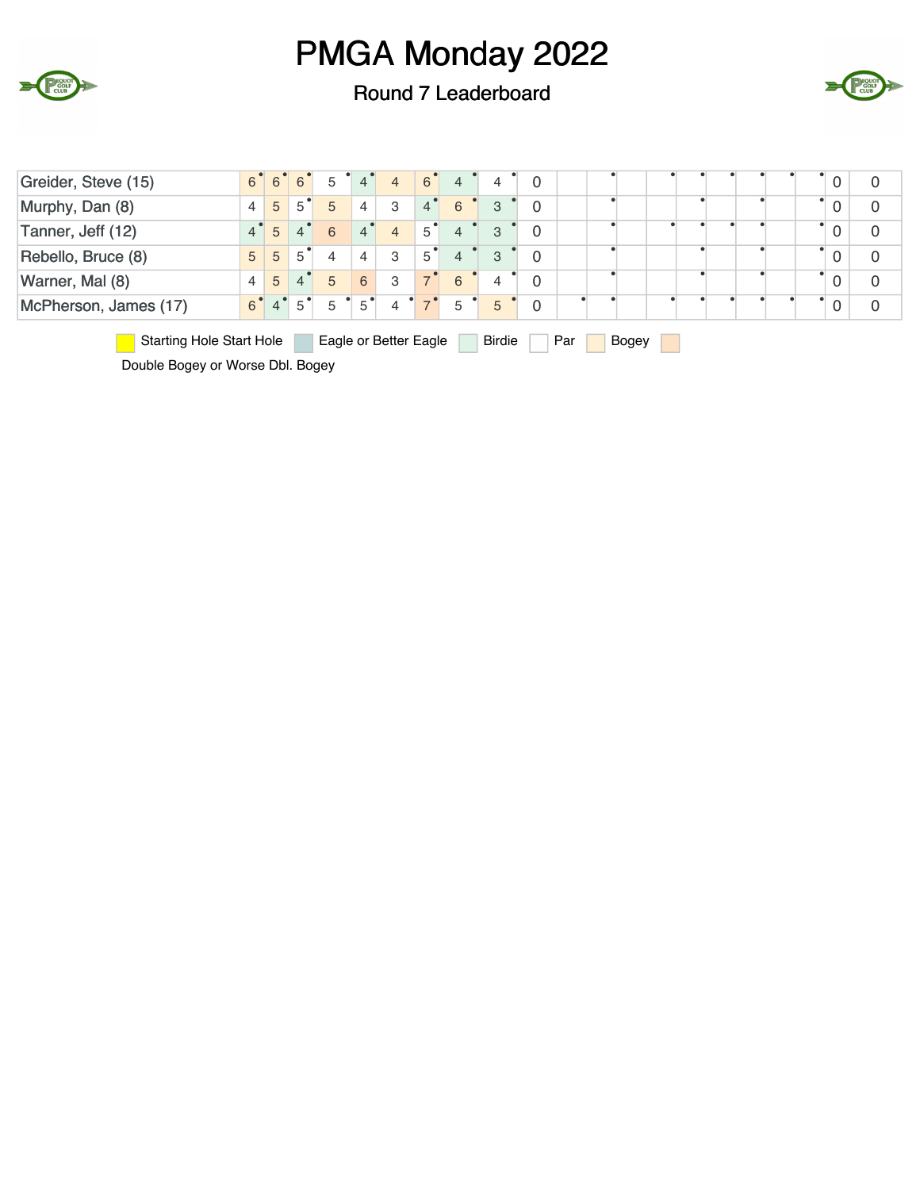# PMGA Monday 2022

## Round 7 Leaderboard

| Player | | | | | | | | | | | | | | | | | | | | | |
|---|---|---|---|---|---|---|---|---|---|---|---|---|---|---|---|---|---|---|---|---|---|
| Greider, Steve (15) | 6 | 6 | 6 | 5 | 4 | 4 | 6 | 4 | 4 | 0 | | | | | | | | | | 0 | 0 |
| Murphy, Dan (8) | 4 | 5 | 5 | 5 | 4 | 3 | 4 | 6 | 3 | 0 | | | | | | | | | | 0 | 0 |
| Tanner, Jeff (12) | 4 | 5 | 4 | 6 | 4 | 4 | 5 | 4 | 3 | 0 | | | | | | | | | | 0 | 0 |
| Rebello, Bruce (8) | 5 | 5 | 5 | 4 | 4 | 3 | 5 | 4 | 3 | 0 | | | | | | | | | | 0 | 0 |
| Warner, Mal (8) | 4 | 5 | 4 | 5 | 6 | 3 | 7 | 6 | 4 | 0 | | | | | | | | | | 0 | 0 |
| McPherson, James (17) | 6 | 4 | 5 | 5 | 5 | 4 | 7 | 5 | 5 | 0 | | | | | | | | | | 0 | 0 |

Starting Hole Start Hole | Eagle or Better Eagle | Birdie | Par | Bogey | Double Bogey or Worse Dbl. Bogey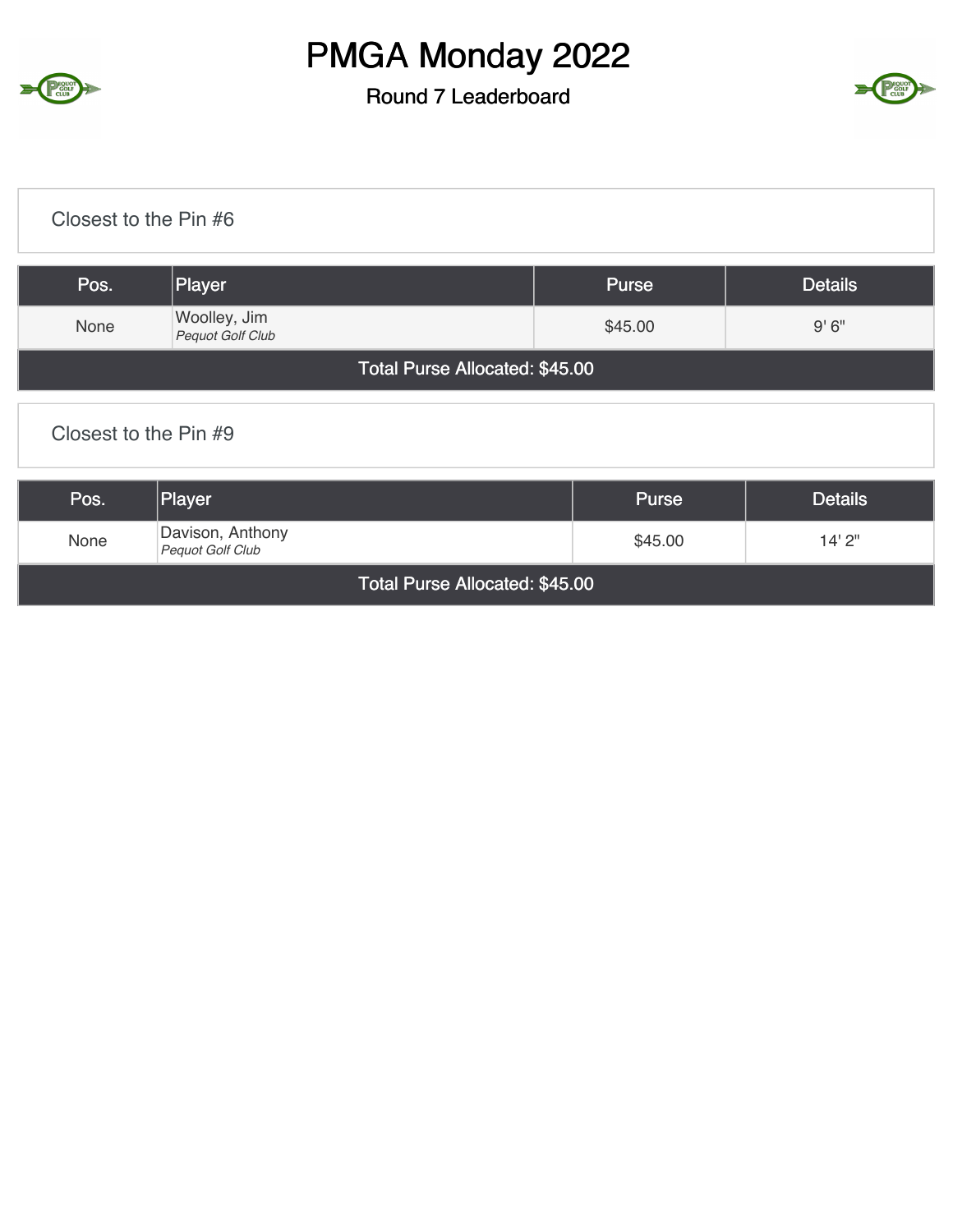# PMGA Monday 2022

## Round 7 Leaderboard

### Closest to the Pin #6

| Pos. | Player | Purse | Details |
|---|---|---|---|
| None | Woolley, Jim *Pequot Golf Club* | $45.00 | 9' 6" |
| Total Purse Allocated: $45.00 | | | |

### Closest to the Pin #9

| Pos. | Player | Purse | Details |
|---|---|---|---|
| None | Davison, Anthony *Pequot Golf Club* | $45.00 | 14' 2" |
| Total Purse Allocated: $45.00 | | | |